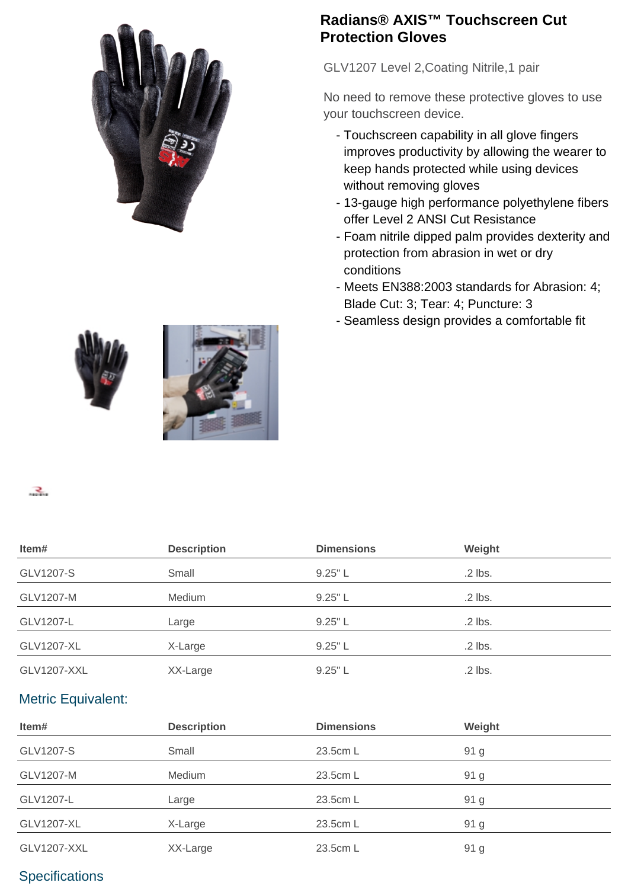# Radians® AXIS™ Touchscreen Cut Protection Gloves

GLV1207 Level 2,Coating Nitrile,1 pair

No need to remove these protective gloves to use your touchscreen device.

- Touchscreen capability in all glove fingers improves productivity by allowing the wearer to keep hands protected while using devices without removing gloves
- 13-gauge high performance polyethylene fibers offer Level 2 ANSI Cut Resistance
- Foam nitrile dipped palm provides dexterity and protection from abrasion in wet or dry conditions
- Meets EN388:2003 standards for Abrasion: 4; Blade Cut: 3; Tear: 4; Puncture: 3
- Seamless design provides a comfortable fit

| Item# | Description | Dimensions | Weight |
|---|---|---|---|
| GLV1207-S | Small | 9.25" L | .2 lbs. |
| GLV1207-M | Medium | 9.25" L | .2 lbs. |
| GLV1207-L | Large | 9.25" L | .2 lbs. |
| GLV1207-XL | X-Large | 9.25" L | .2 lbs. |
| GLV1207-XXL | XX-Large | 9.25" L | .2 lbs. |

## Metric Equivalent:

| Item# | Description | Dimensions | Weight |
|---|---|---|---|
| GLV1207-S | Small | 23.5cm L | 91 g |
| GLV1207-M | Medium | 23.5cm L | 91 g |
| GLV1207-L | Large | 23.5cm L | 91 g |
| GLV1207-XL | X-Large | 23.5cm L | 91 g |
| GLV1207-XXL | XX-Large | 23.5cm L | 91 g |

## Specifications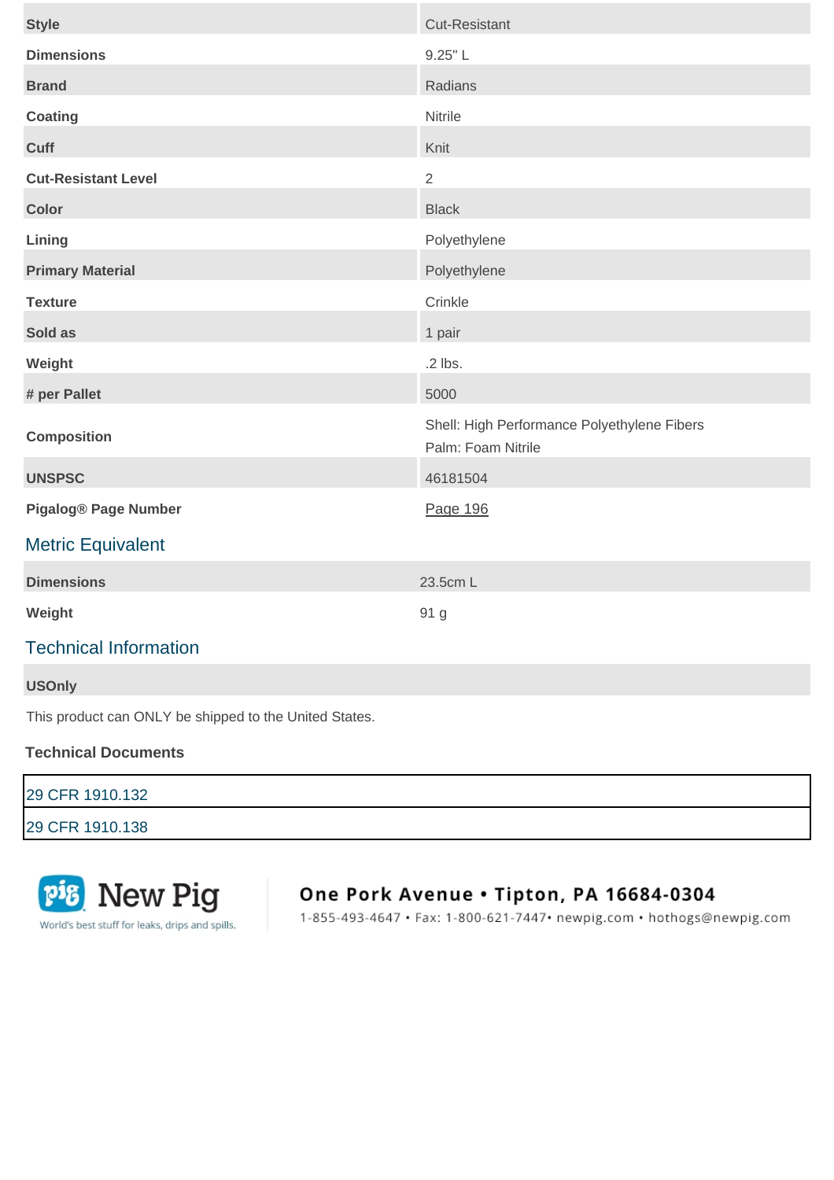| | |
|---|---|
| **Style** | Cut-Resistant |
| **Dimensions** | 9.25" L |
| **Brand** | Radians |
| **Coating** | Nitrile |
| **Cuff** | Knit |
| **Cut-Resistant Level** | 2 |
| **Color** | Black |
| **Lining** | Polyethylene |
| **Primary Material** | Polyethylene |
| **Texture** | Crinkle |
| **Sold as** | 1 pair |
| **Weight** | .2 lbs. |
| **# per Pallet** | 5000 |
| **Composition** | Shell: High Performance Polyethylene Fibers<br>Palm: Foam Nitrile |
| **UNSPSC** | 46181504 |
| **Pigalog® Page Number** | Page 196 |

## Metric Equivalent

| | |
|---|---|
| **Dimensions** | 23.5cm L |
| **Weight** | 91 g |

## Technical Information

**USOnly**

This product can ONLY be shipped to the United States.

**Technical Documents**

| |
|---|
| 29 CFR 1910.132 |
| 29 CFR 1910.138 |

New Pig
World's best stuff for leaks, drips and spills.

**One Pork Avenue • Tipton, PA 16684-0304**
1-855-493-4647 • Fax: 1-800-621-7447• newpig.com • hothogs@newpig.com